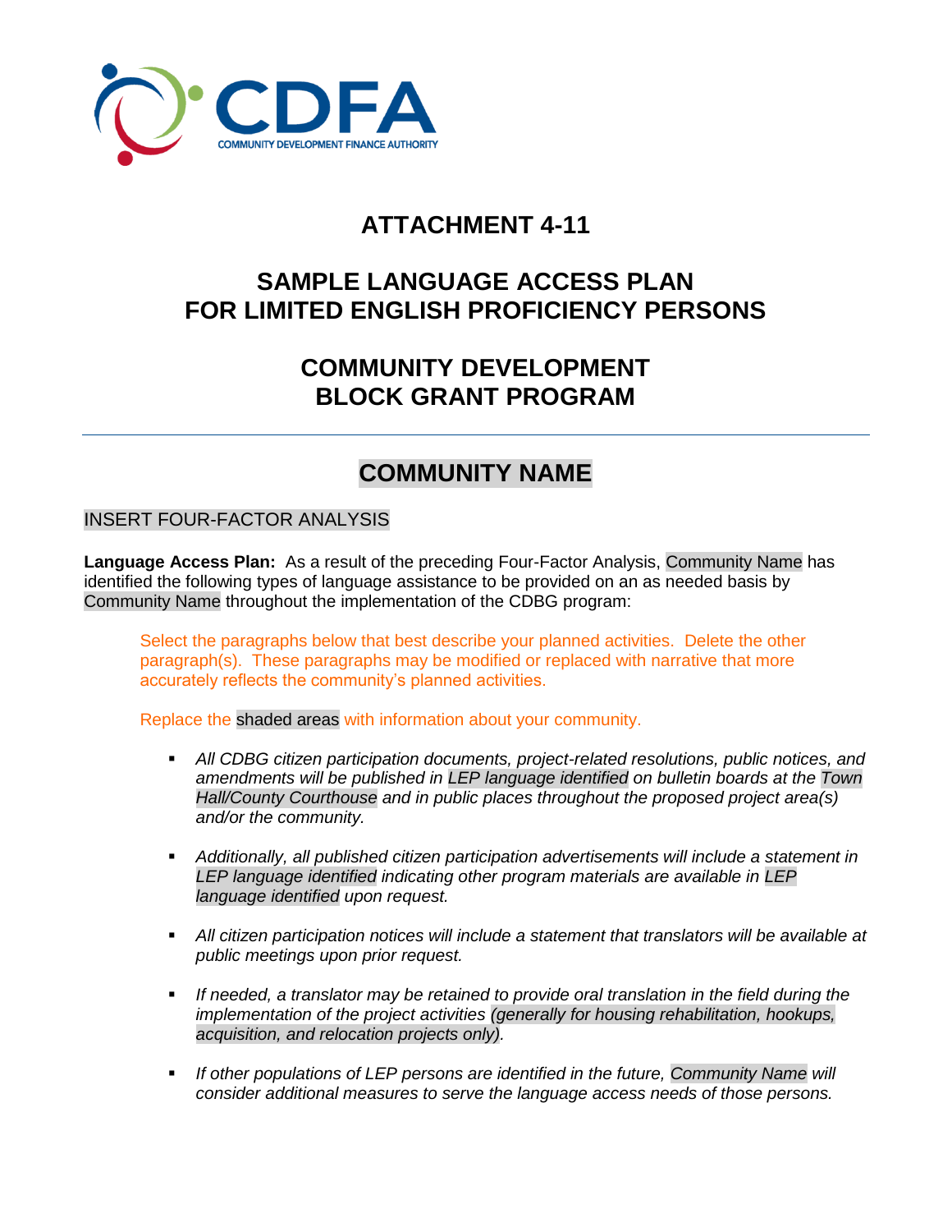CDFA
COMMUNITY DEVELOPMENT FINANCE AUTHORITY

# ATTACHMENT 4-11

## SAMPLE LANGUAGE ACCESS PLAN FOR LIMITED ENGLISH PROFICIENCY PERSONS

## COMMUNITY DEVELOPMENT BLOCK GRANT PROGRAM

---

## COMMUNITY NAME

INSERT FOUR-FACTOR ANALYSIS

**Language Access Plan:** As a result of the preceding Four-Factor Analysis, Community Name has identified the following types of language assistance to be provided on an as needed basis by Community Name throughout the implementation of the CDBG program:

> Select the paragraphs below that best describe your planned activities. Delete the other paragraph(s). These paragraphs may be modified or replaced with narrative that more accurately reflects the community's planned activities.
>
> Replace the shaded areas with information about your community.

- *All CDBG citizen participation documents, project-related resolutions, public notices, and amendments will be published in LEP language identified on bulletin boards at the Town Hall/County Courthouse and in public places throughout the proposed project area(s) and/or the community.*

- *Additionally, all published citizen participation advertisements will include a statement in LEP language identified indicating other program materials are available in LEP language identified upon request.*

- *All citizen participation notices will include a statement that translators will be available at public meetings upon prior request.*

- *If needed, a translator may be retained to provide oral translation in the field during the implementation of the project activities (generally for housing rehabilitation, hookups, acquisition, and relocation projects only).*

- *If other populations of LEP persons are identified in the future, Community Name will consider additional measures to serve the language access needs of those persons.*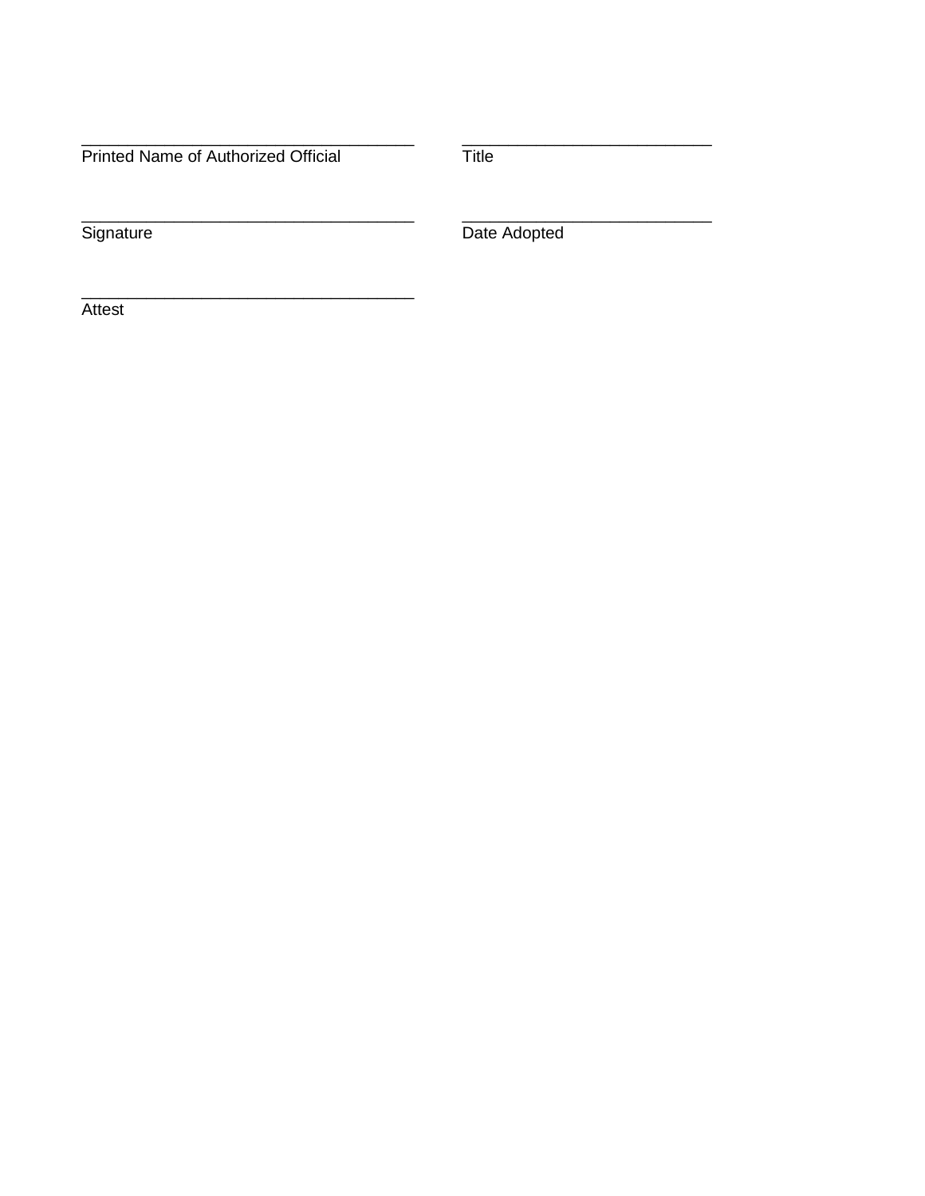\_\_\_\_\_\_\_\_\_\_\_\_\_\_\_\_\_\_\_\_\_\_\_\_\_\_\_\_\_\_\_\_\_\_\_\_
Printed Name of Authorized Official

\_\_\_\_\_\_\_\_\_\_\_\_\_\_\_\_\_\_\_\_\_\_\_\_\_\_\_
Title

\_\_\_\_\_\_\_\_\_\_\_\_\_\_\_\_\_\_\_\_\_\_\_\_\_\_\_\_\_\_\_\_\_\_\_\_
Signature

\_\_\_\_\_\_\_\_\_\_\_\_\_\_\_\_\_\_\_\_\_\_\_\_\_\_\_
Date Adopted

\_\_\_\_\_\_\_\_\_\_\_\_\_\_\_\_\_\_\_\_\_\_\_\_\_\_\_\_\_\_\_\_\_\_\_\_
Attest